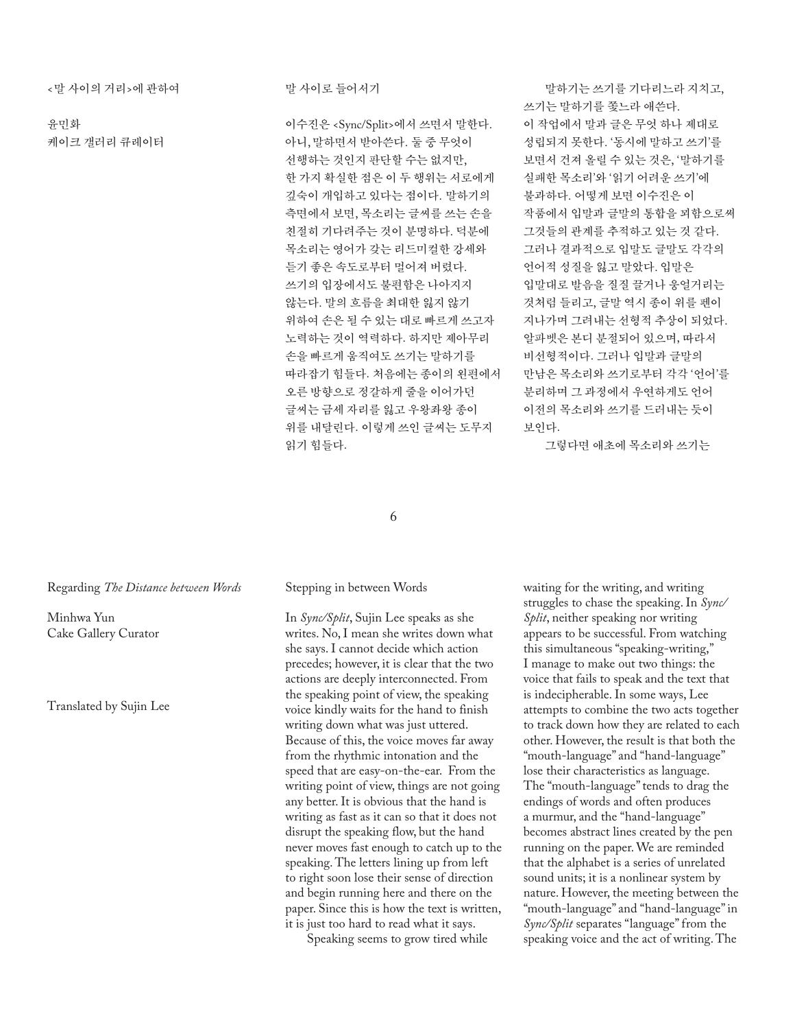<말 사이의 거리>에 관하여

윤민화
케이크 갤러리 큐레이터

## 말 사이로 들어서기

이수진은 <Sync/Split>에서 쓰면서 말한다. 아니, 말하면서 받아쓴다. 둘 중 무엇이 선행하는 것인지 판단할 수는 없지만, 한 가지 확실한 점은 이 두 행위는 서로에게 깊숙이 개입하고 있다는 점이다. 말하기의 측면에서 보면, 목소리는 글씨를 쓰는 손을 친절히 기다려주는 것이 분명하다. 덕분에 목소리는 영어가 갖는 리드미컬한 강세와 듣기 좋은 속도로부터 멀어져 버렸다. 쓰기의 입장에서도 불편함은 나아지지 않는다. 말의 흐름을 최대한 잃지 않기 위하여 손은 될 수 있는 대로 빠르게 쓰고자 노력하는 것이 역력하다. 하지만 제아무리 손을 빠르게 움직여도 쓰기는 말하기를 따라잡기 힘들다. 처음에는 종이의 왼편에서 오른 방향으로 정갈하게 줄을 이어가던 글씨는 금세 자리를 잃고 우왕좌왕 종이 위를 내달린다. 이렇게 쓰인 글씨는 도무지 읽기 힘들다.

말하기는 쓰기를 기다리느라 지치고, 쓰기는 말하기를 쫓느라 애쓴다. 이 작업에서 말과 글은 무엇 하나 제대로 성립되지 못한다. '동시에 말하고 쓰기'를 보면서 건져 올릴 수 있는 것은, '말하기를 실패한 목소리'와 '읽기 어려운 쓰기'에 불과하다. 어떻게 보면 이수진은 이 작품에서 입말과 글말의 통합을 꾀함으로써 그것들의 관계를 추적하고 있는 것 같다. 그러나 결과적으로 입말도 글말도 각각의 언어적 성질을 잃고 말았다. 입말은 입말대로 발음을 질질 끌거나 웅얼거리는 것처럼 들리고, 글말 역시 종이 위를 펜이 지나가며 그려내는 선형적 추상이 되었다. 알파벳은 본디 분절되어 있으며, 따라서 비선형적이다. 그러나 입말과 글말의 만남은 목소리와 쓰기로부터 각각 '언어'를 분리하며 그 과정에서 우연하게도 언어 이전의 목소리와 쓰기를 드러내는 듯이 보인다.

그렇다면 애초에 목소리와 쓰기는

Regarding *The Distance between Words*

Minhwa Yun
Cake Gallery Curator

Translated by Sujin Lee

## Stepping in between Words

In *Sync/Split*, Sujin Lee speaks as she writes. No, I mean she writes down what she says. I cannot decide which action precedes; however, it is clear that the two actions are deeply interconnected. From the speaking point of view, the speaking voice kindly waits for the hand to finish writing down what was just uttered. Because of this, the voice moves far away from the rhythmic intonation and the speed that are easy-on-the-ear. From the writing point of view, things are not going any better. It is obvious that the hand is writing as fast as it can so that it does not disrupt the speaking flow, but the hand never moves fast enough to catch up to the speaking. The letters lining up from left to right soon lose their sense of direction and begin running here and there on the paper. Since this is how the text is written, it is just too hard to read what it says.

Speaking seems to grow tired while waiting for the writing, and writing struggles to chase the speaking. In *Sync/Split*, neither speaking nor writing appears to be successful. From watching this simultaneous "speaking-writing," I manage to make out two things: the voice that fails to speak and the text that is indecipherable. In some ways, Lee attempts to combine the two acts together to track down how they are related to each other. However, the result is that both the "mouth-language" and "hand-language" lose their characteristics as language. The "mouth-language" tends to drag the endings of words and often produces a murmur, and the "hand-language" becomes abstract lines created by the pen running on the paper. We are reminded that the alphabet is a series of unrelated sound units; it is a nonlinear system by nature. However, the meeting between the "mouth-language" and "hand-language" in *Sync/Split* separates "language" from the speaking voice and the act of writing. The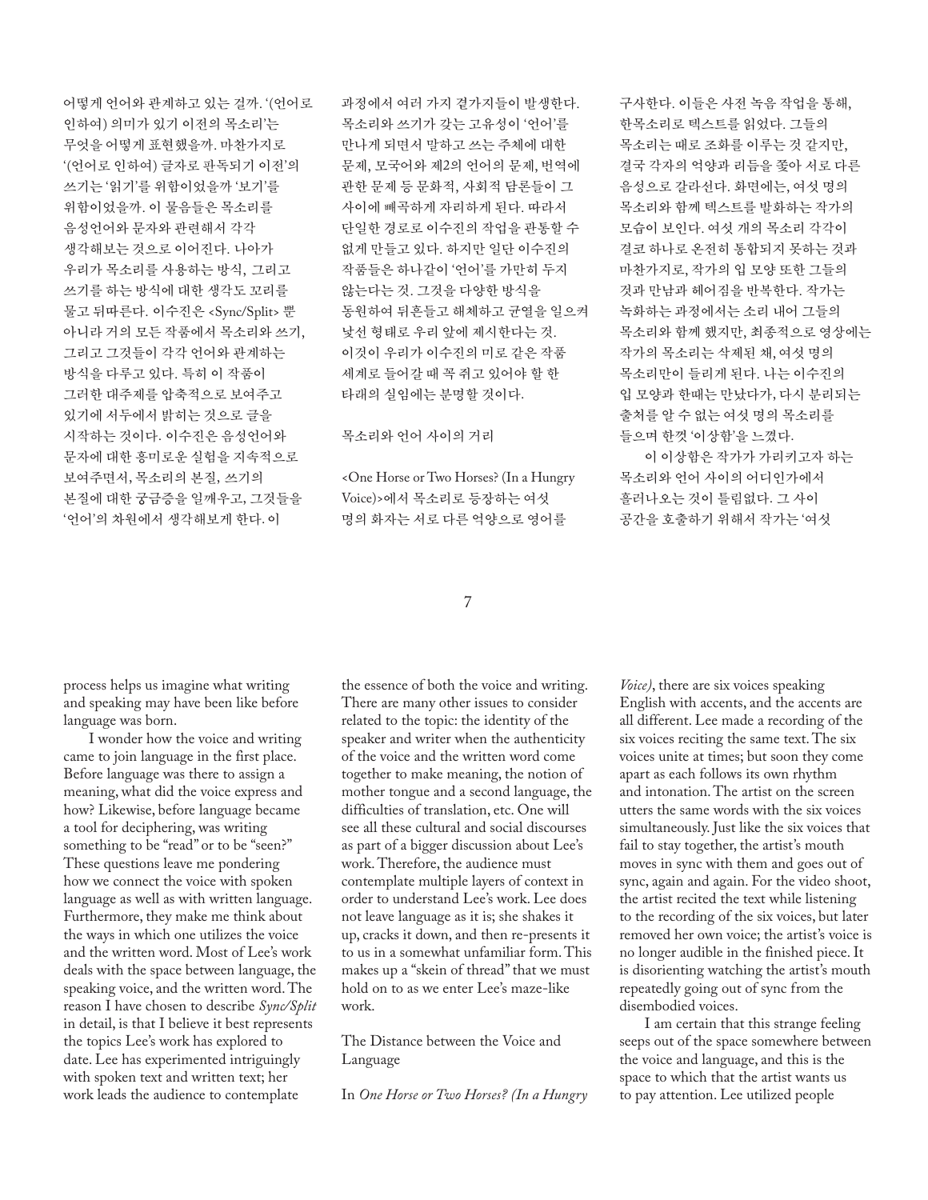어떻게 언어와 관계하고 있는 걸까. '(언어로 인하여) 의미가 있기 이전의 목소리'는 무엇을 어떻게 표현했을까. 마찬가지로 '(언어로 인하여) 글자로 판독되기 이전'의 쓰기는 '읽기'를 위함이었을까 '보기'를 위함이었을까. 이 물음들은 목소리를 음성언어와 문자와 관련해서 각각 생각해보는 것으로 이어진다. 나아가 우리가 목소리를 사용하는 방식, 그리고 쓰기를 하는 방식에 대한 생각도 꼬리를 물고 뒤따른다. 이수진은 <Sync/Split> 뿐 아니라 거의 모든 작품에서 목소리와 쓰기, 그리고 그것들이 각각 언어와 관계하는 방식을 다루고 있다. 특히 이 작품이 그러한 대주제를 압축적으로 보여주고 있기에 서두에서 밝히는 것으로 글을 시작하는 것이다. 이수진은 음성언어와 문자에 대한 흥미로운 실험을 지속적으로 보여주면서, 목소리의 본질, 쓰기의 본질에 대한 궁금증을 일깨우고, 그것들을 '언어'의 차원에서 생각해보게 한다. 이 과정에서 여러 가지 곁가지들이 발생한다. 목소리와 쓰기가 갖는 고유성이 '언어'를 만나게 되면서 말하고 쓰는 주체에 대한 문제, 모국어와 제2의 언어의 문제, 번역에 관한 문제 등 문화적, 사회적 담론들이 그 사이에 빼곡하게 자리하게 된다. 따라서 단일한 경로로 이수진의 작업을 관통할 수 없게 만들고 있다. 하지만 일단 이수진의 작품들은 하나같이 '언어'를 가만히 두지 않는다는 것. 그것을 다양한 방식을 동원하여 뒤흔들고 해체하고 균열을 일으켜 낯선 형태로 우리 앞에 제시한다는 것. 이것이 우리가 이수진의 미로 같은 작품 세계로 들어갈 때 꼭 쥐고 있어야 할 한 타래의 실임에는 분명할 것이다.

목소리와 언어 사이의 거리

<One Horse or Two Horses? (In a Hungry Voice)>에서 목소리로 등장하는 여섯 명의 화자는 서로 다른 억양으로 영어를 구사한다. 이들은 사전 녹음 작업을 통해, 한목소리로 텍스트를 읽었다. 그들의 목소리는 때로 조화를 이루는 것 같지만, 결국 각자의 억양과 리듬을 쫓아 서로 다른 음성으로 갈라선다. 화면에는, 여섯 명의 목소리와 함께 텍스트를 발화하는 작가의 모습이 보인다. 여섯 개의 목소리 각각이 결코 하나로 온전히 통합되지 못하는 것과 마찬가지로, 작가의 입 모양 또한 그들의 것과 만남과 헤어짐을 반복한다. 작가는 녹화하는 과정에서는 소리 내어 그들의 목소리와 함께 했지만, 최종적으로 영상에는 작가의 목소리는 삭제된 채, 여섯 명의 목소리만이 들리게 된다. 나는 이수진의 입 모양과 한때는 만났다가, 다시 분리되는 출처를 알 수 없는 여섯 명의 목소리를 들으며 한껏 '이상함'을 느꼈다.

이 이상함은 작가가 가리키고자 하는 목소리와 언어 사이의 어디인가에서 흘러나오는 것이 틀림없다. 그 사이 공간을 호출하기 위해서 작가는 '여섯

process helps us imagine what writing and speaking may have been like before language was born.

I wonder how the voice and writing came to join language in the first place. Before language was there to assign a meaning, what did the voice express and how? Likewise, before language became a tool for deciphering, was writing something to be "read" or to be "seen?" These questions leave me pondering how we connect the voice with spoken language as well as with written language. Furthermore, they make me think about the ways in which one utilizes the voice and the written word. Most of Lee's work deals with the space between language, the speaking voice, and the written word. The reason I have chosen to describe *Sync/Split* in detail, is that I believe it best represents the topics Lee's work has explored to date. Lee has experimented intriguingly with spoken text and written text; her work leads the audience to contemplate the essence of both the voice and writing. There are many other issues to consider related to the topic: the identity of the speaker and writer when the authenticity of the voice and the written word come together to make meaning, the notion of mother tongue and a second language, the difficulties of translation, etc. One will see all these cultural and social discourses as part of a bigger discussion about Lee's work. Therefore, the audience must contemplate multiple layers of context in order to understand Lee's work. Lee does not leave language as it is; she shakes it up, cracks it down, and then re-presents it to us in a somewhat unfamiliar form. This makes up a "skein of thread" that we must hold on to as we enter Lee's maze-like work.

The Distance between the Voice and Language

In *One Horse or Two Horses? (In a Hungry Voice)*, there are six voices speaking English with accents, and the accents are all different. Lee made a recording of the six voices reciting the same text. The six voices unite at times; but soon they come apart as each follows its own rhythm and intonation. The artist on the screen utters the same words with the six voices simultaneously. Just like the six voices that fail to stay together, the artist's mouth moves in sync with them and goes out of sync, again and again. For the video shoot, the artist recited the text while listening to the recording of the six voices, but later removed her own voice; the artist's voice is no longer audible in the finished piece. It is disorienting watching the artist's mouth repeatedly going out of sync from the disembodied voices.

I am certain that this strange feeling seeps out of the space somewhere between the voice and language, and this is the space to which that the artist wants us to pay attention. Lee utilized people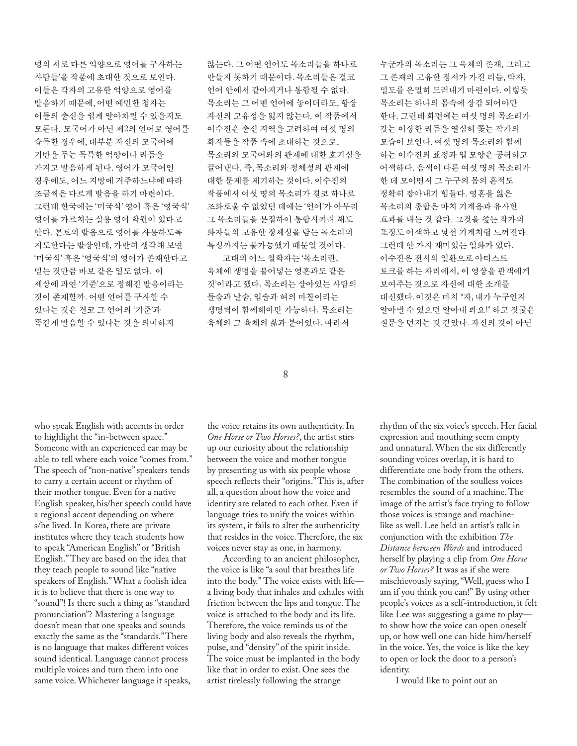명의 서로 다른 억양으로 영어를 구사하는 사람들'을 작품에 초대한 것으로 보인다. 이들은 각자의 고유한 억양으로 영어를 발음하기 때문에, 어떤 예민한 청자는 이들의 출신을 쉽게 알아차릴 수 있을지도 모른다. 모국어가 아닌 제2의 언어로 영어를 습득한 경우에, 대부분 자신의 모국어에 기반을 두는 독특한 억양이나 리듬을 가지고 발음하게 된다. 영어가 모국어인 경우에도, 어느 지방에 거주하느냐에 따라 조금씩은 다르게 발음을 하기 마련이다. 그런데 한국에는 '미국식' 영어 혹은 '영국식' 영어를 가르치는 실용 영어 학원이 있다고 한다. 본토의 발음으로 영어를 사용하도록 지도한다는 발상인데, 가만히 생각해 보면 '미국식' 혹은 '영국식'의 영어가 존재한다고 믿는 것만큼 바보 같은 일도 없다. 이 세상에 과연 '기준'으로 정해진 발음이라는 것이 존재할까. 어떤 언어를 구사할 수 있다는 것은 결코 그 언어의 '기준'과 똑같게 발음할 수 있다는 것을 의미하지 않는다. 그 어떤 언어도 목소리들을 하나로 만들지 못하기 때문이다. 목소리들은 결코 언어 안에서 같아지거나 통합될 수 없다. 목소리는 그 어떤 언어에 놓이더라도, 항상 자신의 고유성을 잃지 않는다. 이 작품에서 이수진은 출신 지역을 고려하여 여섯 명의 화자들을 작품 속에 초대하는 것으로, 목소리와 모국어와의 관계에 대한 호기심을 끌어낸다. 즉, 목소리와 정체성의 관계에 대한 문제를 제기하는 것이다. 이수진의 작품에서 여섯 명의 목소리가 결코 하나로 조화로울 수 없었던 데에는 '언어'가 아무리 그 목소리들을 분절하여 통합시키려 해도 화자들의 고유한 정체성을 담는 목소리의 특성까지는 불가능했기 때문일 것이다.

고대의 어느 철학자는 '목소리란, 육체에 생명을 불어넣는 영혼과도 같은 것'이라고 했다. 목소리는 살아있는 사람의 들숨과 날숨, 입술과 혀의 마찰이라는 생명력이 함께해야만 가능하다. 목소리는 육체와 그 육체의 삶과 붙어있다. 따라서 누군가의 목소리는 그 육체의 존재, 그리고 그 존재의 고유한 정서가 가진 리듬, 박자, 밀도를 은밀히 드러내기 마련이다. 이렇듯 목소리는 하나의 몸속에 상감 되어야만 한다. 그런데 화면에는 여섯 명의 목소리가 갖는 이상한 리듬을 열심히 쫓는 작가의 모습이 보인다. 여섯 명의 목소리와 함께 하는 이수진의 표정과 입 모양은 공허하고 어색하다. 음색이 다른 여섯 명의 목소리가 한 데 모이면서 그 누구의 몸의 흔적도 정확히 잡아내기 힘들다. 영혼을 잃은 목소리의 총합은 마치 기계음과 유사한 효과를 내는 것 같다. 그것을 쫓는 작가의 표정도 어색하고 낯선 기계처럼 느껴진다. 그런데 한 가지 재미있는 일화가 있다. 이수진은 전시의 일환으로 아티스트 토크를 하는 자리에서, 이 영상을 관객에게 보여주는 것으로 자신에 대한 소개를 대신했다. 이것은 마치 "자, 내가 누구인지 알아낼 수 있으면 알아내 봐요!" 하고 짓궂은 질문을 던지는 것 같았다. 자신의 것이 아닌

who speak English with accents in order to highlight the "in-between space." Someone with an experienced ear may be able to tell where each voice "comes from." The speech of "non-native" speakers tends to carry a certain accent or rhythm of their mother tongue. Even for a native English speaker, his/her speech could have a regional accent depending on where s/he lived. In Korea, there are private institutes where they teach students how to speak "American English" or "British English." They are based on the idea that they teach people to sound like "native speakers of English." What a foolish idea it is to believe that there is one way to "sound"! Is there such a thing as "standard pronunciation"? Mastering a language doesn't mean that one speaks and sounds exactly the same as the "standards." There is no language that makes different voices sound identical. Language cannot process multiple voices and turn them into one same voice. Whichever language it speaks, the voice retains its own authenticity. In *One Horse or Two Horses?*, the artist stirs up our curiosity about the relationship between the voice and mother tongue by presenting us with six people whose speech reflects their "origins." This is, after all, a question about how the voice and identity are related to each other. Even if language tries to unify the voices within its system, it fails to alter the authenticity that resides in the voice. Therefore, the six voices never stay as one, in harmony.

According to an ancient philosopher, the voice is like "a soul that breathes life into the body." The voice exists with life—a living body that inhales and exhales with friction between the lips and tongue. The voice is attached to the body and its life. Therefore, the voice reminds us of the living body and also reveals the rhythm, pulse, and "density" of the spirit inside. The voice must be implanted in the body like that in order to exist. One sees the artist tirelessly following the strange rhythm of the six voice's speech. Her facial expression and mouthing seem empty and unnatural. When the six differently sounding voices overlap, it is hard to differentiate one body from the others. The combination of the soulless voices resembles the sound of a machine. The image of the artist's face trying to follow those voices is strange and machine-like as well. Lee held an artist's talk in conjunction with the exhibition *The Distance between Words* and introduced herself by playing a clip from *One Horse or Two Horses?* It was as if she were mischievously saying, "Well, guess who I am if you think you can!" By using other people's voices as a self-introduction, it felt like Lee was suggesting a game to play—to show how the voice can open oneself up, or how well one can hide him/herself in the voice. Yes, the voice is like the key to open or lock the door to a person's identity.

I would like to point out an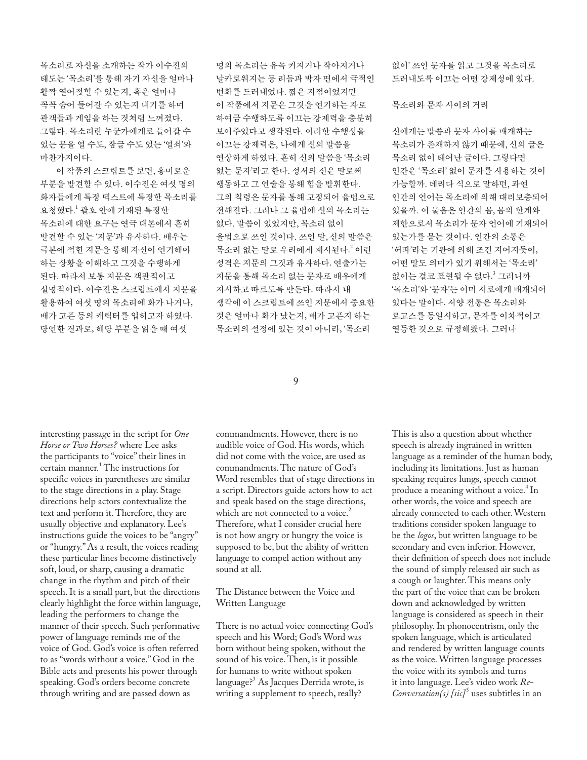목소리로 자신을 소개하는 작가 이수진의 태도는 '목소리'를 통해 자기 자신을 얼마나 활짝 열어젖힐 수 있는지, 혹은 얼마나 꼭꼭 숨어 들어갈 수 있는지 내기를 하며 관객들과 게임을 하는 것처럼 느껴졌다. 그렇다. 목소리란 누군가에게로 들어갈 수 있는 문을 열 수도, 잠글 수도 있는 '열쇠'와 마찬가지이다.

이 작품의 스크립트를 보면, 흥미로운 부분을 발견할 수 있다. 이수진은 여섯 명의 화자들에게 특정 텍스트에 특정한 목소리를 요청했다.[1] 괄호 안에 기재된 특정한 목소리에 대한 요구는 연극 대본에서 흔히 발견할 수 있는 '지문'과 유사하다. 배우는 극본에 적힌 지문을 통해 자신이 연기해야 하는 상황을 이해하고 그것을 수행하게 된다. 따라서 보통 지문은 객관적이고 설명적이다. 이수진은 스크립트에서 지문을 활용하여 여섯 명의 목소리에 화가 나거나, 배가 고픈 등의 캐릭터를 입히고자 하였다. 당연한 결과로, 해당 부분을 읽을 때 여섯 명의 목소리는 유독 커지거나 작아지거나 날카로워지는 등 리듬과 박자 면에서 극적인 변화를 드러내었다. 짧은 지점이었지만 이 작품에서 지문은 그것을 연기하는 자로 하여금 수행하도록 이끄는 강제력을 충분히 보여주었다고 생각된다. 이러한 수행성을 이끄는 강제력은, 나에게 신의 말씀을 연상하게 하였다. 흔히 신의 말씀을 '목소리 없는 문자'라고 한다. 성서의 신은 말로써 행동하고 그 언술을 통해 힘을 발휘한다. 그의 칙령은 문자를 통해 고정되어 율법으로 전해진다. 그러나 그 율법에 신의 목소리는 없다. 말씀이 있었지만, 목소리 없이 율법으로 쓰인 것이다. 쓰인 말, 신의 말씀은 목소리 없는 말로 우리에게 계시된다.[2] 이런 성격은 지문의 그것과 유사하다. 연출가는 지문을 통해 목소리 없는 문자로 배우에게 지시하고 따르도록 만든다. 따라서 내 생각에 이 스크립트에 쓰인 지문에서 중요한 것은 얼마나 화가 났는지, 배가 고픈지 하는 목소리의 설정에 있는 것이 아니라, '목소리 없이' 쓰인 문자를 읽고 그것을 목소리로 드러내도록 이끄는 어떤 강제성에 있다.

## 목소리와 문자 사이의 거리

신에게는 말씀과 문자 사이를 매개하는 목소리가 존재하지 않기 때문에, 신의 글은 목소리 없이 태어난 글이다. 그렇다면 인간은 '목소리' 없이 문자를 사용하는 것이 가능할까. 데리다 식으로 말하면, 과연 인간의 언어는 목소리에 의해 대리보충되어 있을까. 이 물음은 인간의 몸, 몸의 한계와 제한으로서 목소리가 문자 언어에 기재되어 있는가를 묻는 것이다. 인간의 소통은 '허파'라는 기관에 의해 조건 지어지듯이, 어떤 말도 의미가 있기 위해서는 '목소리' 없이는 결코 표현될 수 없다.[3] 그러니까 '목소리'와 '문자'는 이미 서로에게 매개되어 있다는 말이다. 서양 전통은 목소리와 로고스를 동일시하고, 문자를 이차적이고 열등한 것으로 규정해왔다. 그러나

interesting passage in the script for *One Horse or Two Horses?* where Lee asks the participants to "voice" their lines in certain manner.[1] The instructions for specific voices in parentheses are similar to the stage directions in a play. Stage directions help actors contextualize the text and perform it. Therefore, they are usually objective and explanatory. Lee's instructions guide the voices to be "angry" or "hungry." As a result, the voices reading these particular lines become distinctively soft, loud, or sharp, causing a dramatic change in the rhythm and pitch of their speech. It is a small part, but the directions clearly highlight the force within language, leading the performers to change the manner of their speech. Such performative power of language reminds me of the voice of God. God's voice is often referred to as "words without a voice." God in the Bible acts and presents his power through speaking. God's orders become concrete through writing and are passed down as commandments. However, there is no audible voice of God. His words, which did not come with the voice, are used as commandments. The nature of God's Word resembles that of stage directions in a script. Directors guide actors how to act and speak based on the stage directions, which are not connected to a voice.[2] Therefore, what I consider crucial here is not how angry or hungry the voice is supposed to be, but the ability of written language to compel action without any sound at all.

## The Distance between the Voice and Written Language

There is no actual voice connecting God's speech and his Word; God's Word was born without being spoken, without the sound of his voice. Then, is it possible for humans to write without spoken language?[3] As Jacques Derrida wrote, is writing a supplement to speech, really? This is also a question about whether speech is already ingrained in written language as a reminder of the human body, including its limitations. Just as human speaking requires lungs, speech cannot produce a meaning without a voice.[4] In other words, the voice and speech are already connected to each other. Western traditions consider spoken language to be the *logos*, but written language to be secondary and even inferior. However, their definition of speech does not include the sound of simply released air such as a cough or laughter. This means only the part of the voice that can be broken down and acknowledged by written language is considered as speech in their philosophy. In phonocentrism, only the spoken language, which is articulated and rendered by written language counts as the voice. Written language processes the voice with its symbols and turns it into language. Lee's video work *Re-Conversation(s) [sic]*[5] uses subtitles in an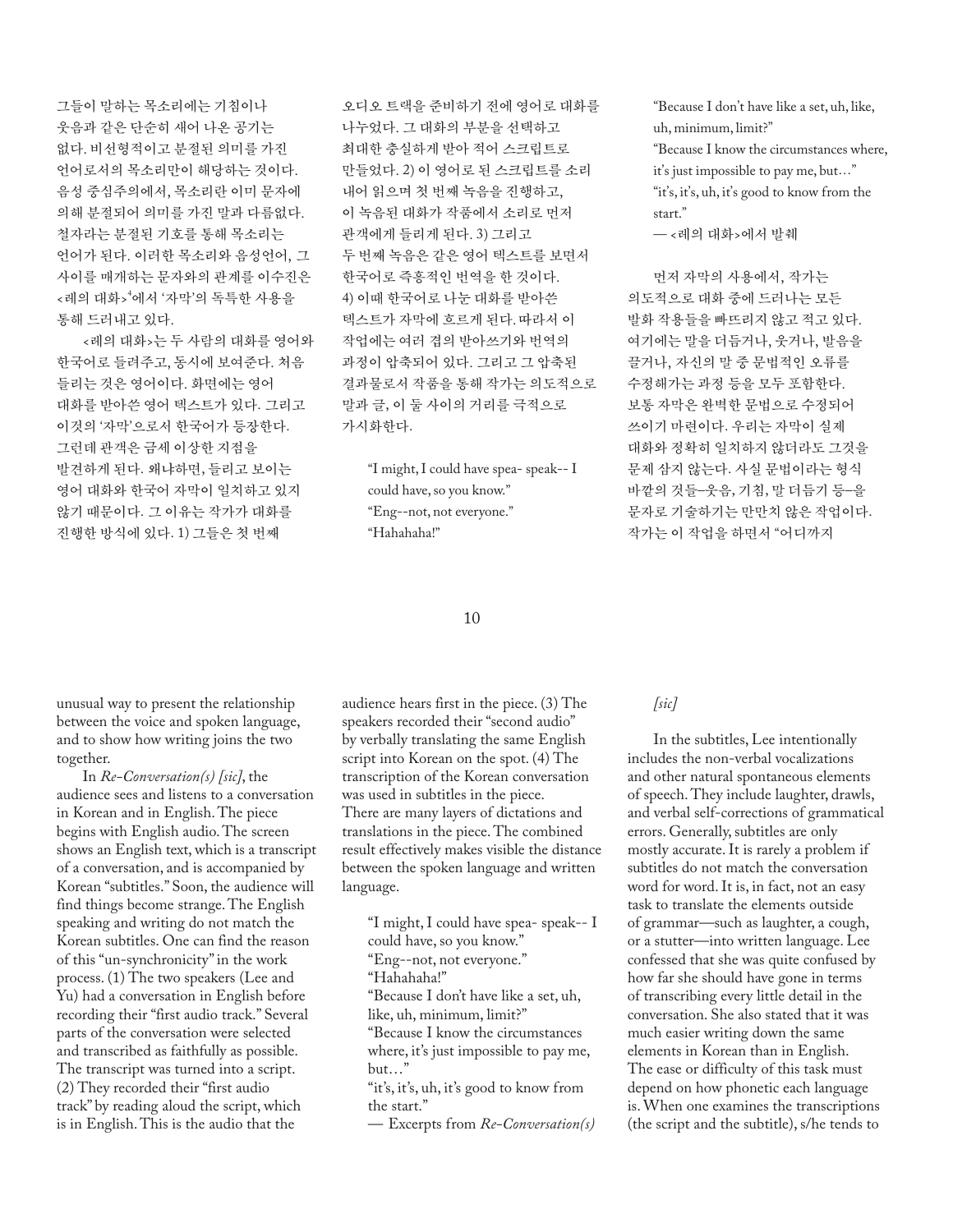그들이 말하는 목소리에는 기침이나 웃음과 같은 단순히 새어 나온 공기는 없다. 비선형적이고 분절된 의미를 가진 언어로서의 목소리만이 해당하는 것이다. 음성 중심주의에서, 목소리란 이미 문자에 의해 분절되어 의미를 가진 말과 다름없다. 철자라는 분절된 기호를 통해 목소리는 언어가 된다. 이러한 목소리와 음성언어, 그 사이를 매개하는 문자와의 관계를 이수진은 <레의 대화>[4]에서 '자막'의 독특한 사용을 통해 드러내고 있다.

<레의 대화>는 두 사람의 대화를 영어와 한국어로 들려주고, 동시에 보여준다. 처음 들리는 것은 영어이다. 화면에는 영어 대화를 받아쓴 영어 텍스트가 있다. 그리고 이것의 '자막'으로서 한국어가 등장한다. 그런데 관객은 금세 이상한 지점을 발견하게 된다. 왜냐하면, 들리고 보이는 영어 대화와 한국어 자막이 일치하고 있지 않기 때문이다. 그 이유는 작가가 대화를 진행한 방식에 있다. 1) 그들은 첫 번째 오디오 트랙을 준비하기 전에 영어로 대화를 나누었다. 그 대화의 부분을 선택하고 최대한 충실하게 받아 적어 스크립트로 만들었다. 2) 이 영어로 된 스크립트를 소리 내어 읽으며 첫 번째 녹음을 진행하고, 이 녹음된 대화가 작품에서 소리로 먼저 관객에게 들리게 된다. 3) 그리고 두 번째 녹음은 같은 영어 텍스트를 보면서 한국어로 즉흥적인 번역을 한 것이다. 4) 이때 한국어로 나눈 대화를 받아쓴 텍스트가 자막에 흐르게 된다. 따라서 이 작업에는 여러 겹의 받아쓰기와 번역의 과정이 압축되어 있다. 그리고 그 압축된 결과물로서 작품을 통해 작가는 의도적으로 말과 글, 이 둘 사이의 거리를 극적으로 가시화한다.

> "I might, I could have spea- speak-- I could have, so you know."
> "Eng--not, not everyone."
> "Hahahaha!"
> "Because I don't have like a set, uh, like, uh, minimum, limit?"
> "Because I know the circumstances where, it's just impossible to pay me, but…"
> "it's, it's, uh, it's good to know from the start."
> — <레의 대화>에서 발췌

먼저 자막의 사용에서, 작가는 의도적으로 대화 중에 드러나는 모든 발화 작용들을 빠뜨리지 않고 적고 있다. 여기에는 말을 더듬거나, 웃거나, 발음을 끌거나, 자신의 말 중 문법적인 오류를 수정해가는 과정 등을 모두 포함한다. 보통 자막은 완벽한 문법으로 수정되어 쓰이기 마련이다. 우리는 자막이 실제 대화와 정확히 일치하지 않더라도 그것을 문제 삼지 않는다. 사실 문법이라는 형식 바깥의 것들–웃음, 기침, 말 더듬기 등–을 문자로 기술하기는 만만치 않은 작업이다. 작가는 이 작업을 하면서 "어디까지

unusual way to present the relationship between the voice and spoken language, and to show how writing joins the two together.

In *Re-Conversation(s) [sic]*, the audience sees and listens to a conversation in Korean and in English. The piece begins with English audio. The screen shows an English text, which is a transcript of a conversation, and is accompanied by Korean "subtitles." Soon, the audience will find things become strange. The English speaking and writing do not match the Korean subtitles. One can find the reason of this "un-synchronicity" in the work process. (1) The two speakers (Lee and Yu) had a conversation in English before recording their "first audio track." Several parts of the conversation were selected and transcribed as faithfully as possible. The transcript was turned into a script. (2) They recorded their "first audio track" by reading aloud the script, which is in English. This is the audio that the audience hears first in the piece. (3) The speakers recorded their "second audio" by verbally translating the same English script into Korean on the spot. (4) The transcription of the Korean conversation was used in subtitles in the piece. There are many layers of dictations and translations in the piece. The combined result effectively makes visible the distance between the spoken language and written language.

> "I might, I could have spea- speak-- I could have, so you know."
> "Eng--not, not everyone."
> "Hahahaha!"
> "Because I don't have like a set, uh, like, uh, minimum, limit?"
> "Because I know the circumstances where, it's just impossible to pay me, but…"
> "it's, it's, uh, it's good to know from the start."
> — Excerpts from *Re-Conversation(s) [sic]*

In the subtitles, Lee intentionally includes the non-verbal vocalizations and other natural spontaneous elements of speech. They include laughter, drawls, and verbal self-corrections of grammatical errors. Generally, subtitles are only mostly accurate. It is rarely a problem if subtitles do not match the conversation word for word. It is, in fact, not an easy task to translate the elements outside of grammar—such as laughter, a cough, or a stutter—into written language. Lee confessed that she was quite confused by how far she should have gone in terms of transcribing every little detail in the conversation. She also stated that it was much easier writing down the same elements in Korean than in English. The ease or difficulty of this task must depend on how phonetic each language is. When one examines the transcriptions (the script and the subtitle), s/he tends to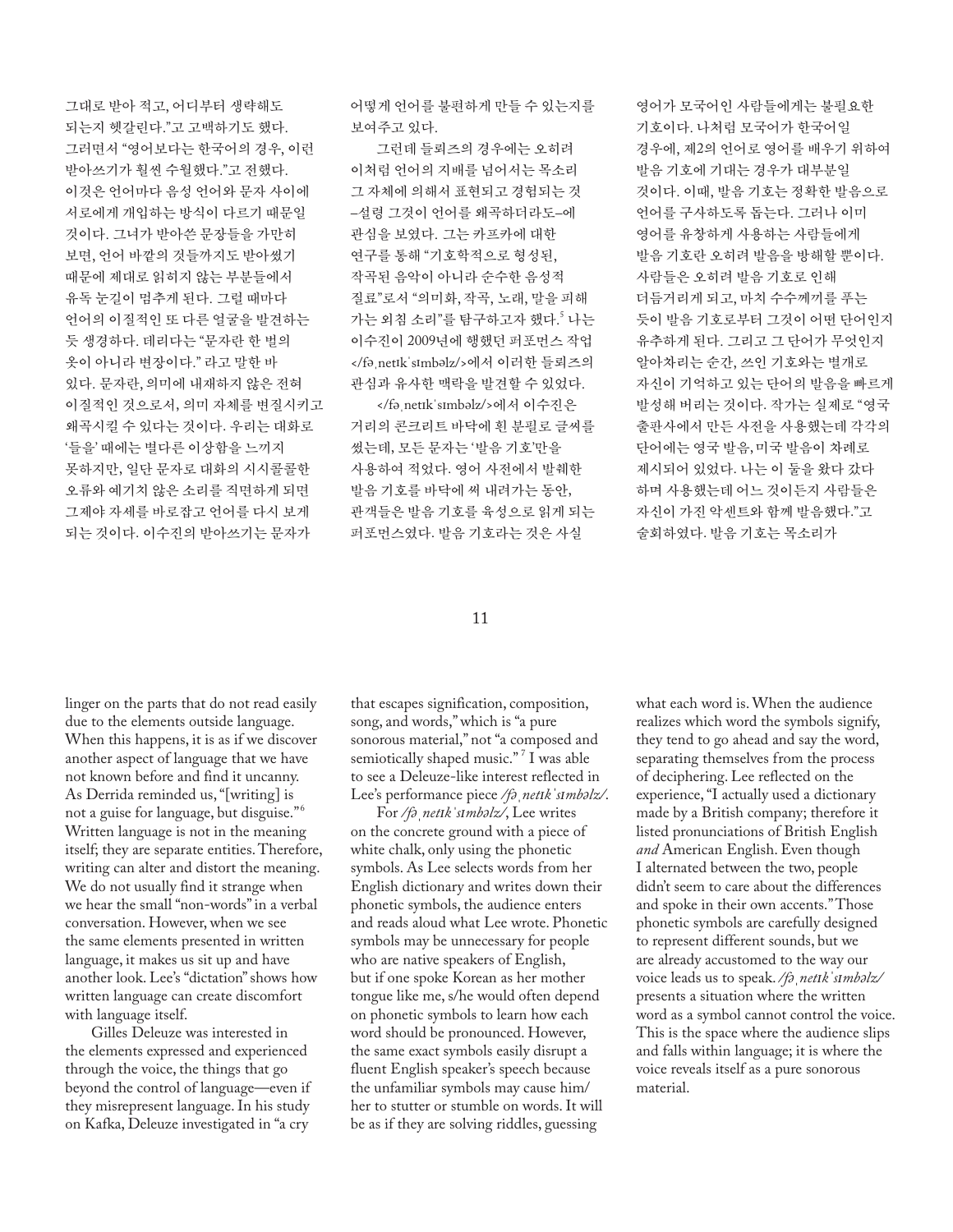그대로 받아 적고, 어디부터 생략해도 되는지 헷갈린다."고 고백하기도 했다. 그러면서 "영어보다는 한국어의 경우, 이런 받아쓰기가 훨씬 수월했다."고 전했다. 이것은 언어마다 음성 언어와 문자 사이에 서로에게 개입하는 방식이 다르기 때문일 것이다. 그녀가 받아쓴 문장들을 가만히 보면, 언어 바깥의 것들까지도 받아썼기 때문에 제대로 읽히지 않는 부분들에서 유독 눈길이 멈추게 된다. 그럴 때마다 언어의 이질적인 또 다른 얼굴을 발견하는 듯 생경하다. 데리다는 "문자란 한 벌의 옷이 아니라 변장이다." 라고 말한 바 있다. 문자란, 의미에 내재하지 않은 전혀 이질적인 것으로서, 의미 자체를 변질시키고 왜곡시킬 수 있다는 것이다. 우리는 대화로 '들을' 때에는 별다른 이상함을 느끼지 못하지만, 일단 문자로 대화의 시시콜콜한 오류와 예기치 않은 소리를 직면하게 되면 그제야 자세를 바로잡고 언어를 다시 보게 되는 것이다. 이수진의 받아쓰기는 문자가 어떻게 언어를 불편하게 만들 수 있는지를 보여주고 있다.

그런데 들뢰즈의 경우에는 오히려 이처럼 언어의 지배를 넘어서는 목소리 그 자체에 의해서 표현되고 경험되는 것 –설령 그것이 언어를 왜곡하더라도–에 관심을 보였다. 그는 카프카에 대한 연구를 통해 "기호학적으로 형성된, 작곡된 음악이 아니라 순수한 음성적 질료"로서 "의미화, 작곡, 노래, 말을 피해 가는 외침 소리"를 탐구하고자 했다.[5] 나는 이수진이 2009년에 행했던 퍼포먼스 작업 </fəˌnetɪkˈsɪmbəlz/>에서 이러한 들뢰즈의 관심과 유사한 맥락을 발견할 수 있었다.

</fəˌnetɪkˈsɪmbəlz/>에서 이수진은 거리의 콘크리트 바닥에 흰 분필로 글씨를 썼는데, 모든 문자는 '발음 기호'만을 사용하여 적었다. 영어 사전에서 발췌한 발음 기호를 바닥에 써 내려가는 동안, 관객들은 발음 기호를 육성으로 읽게 되는 퍼포먼스였다. 발음 기호라는 것은 사실 영어가 모국어인 사람들에게는 불필요한 기호이다. 나처럼 모국어가 한국어일 경우에, 제2의 언어로 영어를 배우기 위하여 발음 기호에 기대는 경우가 대부분일 것이다. 이때, 발음 기호는 정확한 발음으로 언어를 구사하도록 돕는다. 그러나 이미 영어를 유창하게 사용하는 사람들에게 발음 기호란 오히려 발음을 방해할 뿐이다. 사람들은 오히려 발음 기호로 인해 더듬거리게 되고, 마치 수수께끼를 푸는 듯이 발음 기호로부터 그것이 어떤 단어인지 유추하게 된다. 그리고 그 단어가 무엇인지 알아차리는 순간, 쓰인 기호와는 별개로 자신이 기억하고 있는 단어의 발음을 빠르게 발성해 버리는 것이다. 작가는 실제로 "영국 출판사에서 만든 사전을 사용했는데 각각의 단어에는 영국 발음, 미국 발음이 차례로 제시되어 있었다. 나는 이 둘을 왔다 갔다 하며 사용했는데 어느 것이든지 사람들은 자신이 가진 악센트와 함께 발음했다."고 술회하였다. 발음 기호는 목소리가

linger on the parts that do not read easily due to the elements outside language. When this happens, it is as if we discover another aspect of language that we have not known before and find it uncanny. As Derrida reminded us, "[writing] is not a guise for language, but disguise."[6] Written language is not in the meaning itself; they are separate entities. Therefore, writing can alter and distort the meaning. We do not usually find it strange when we hear the small "non-words" in a verbal conversation. However, when we see the same elements presented in written language, it makes us sit up and have another look. Lee's "dictation" shows how written language can create discomfort with language itself.

Gilles Deleuze was interested in the elements expressed and experienced through the voice, the things that go beyond the control of language—even if they misrepresent language. In his study on Kafka, Deleuze investigated in "a cry that escapes signification, composition, song, and words," which is "a pure sonorous material," not "a composed and semiotically shaped music."[7] I was able to see a Deleuze-like interest reflected in Lee's performance piece */fəˌnetɪkˈsɪmbəlz/*.

For */fəˌnetɪkˈsɪmbəlz/*, Lee writes on the concrete ground with a piece of white chalk, only using the phonetic symbols. As Lee selects words from her English dictionary and writes down their phonetic symbols, the audience enters and reads aloud what Lee wrote. Phonetic symbols may be unnecessary for people who are native speakers of English, but if one spoke Korean as her mother tongue like me, s/he would often depend on phonetic symbols to learn how each word should be pronounced. However, the same exact symbols easily disrupt a fluent English speaker's speech because the unfamiliar symbols may cause him/her to stutter or stumble on words. It will be as if they are solving riddles, guessing what each word is. When the audience realizes which word the symbols signify, they tend to go ahead and say the word, separating themselves from the process of deciphering. Lee reflected on the experience, "I actually used a dictionary made by a British company; therefore it listed pronunciations of British English *and* American English. Even though I alternated between the two, people didn't seem to care about the differences and spoke in their own accents." Those phonetic symbols are carefully designed to represent different sounds, but we are already accustomed to the way our voice leads us to speak. */fəˌnetɪkˈsɪmbəlz/* presents a situation where the written word as a symbol cannot control the voice. This is the space where the audience slips and falls within language; it is where the voice reveals itself as a pure sonorous material.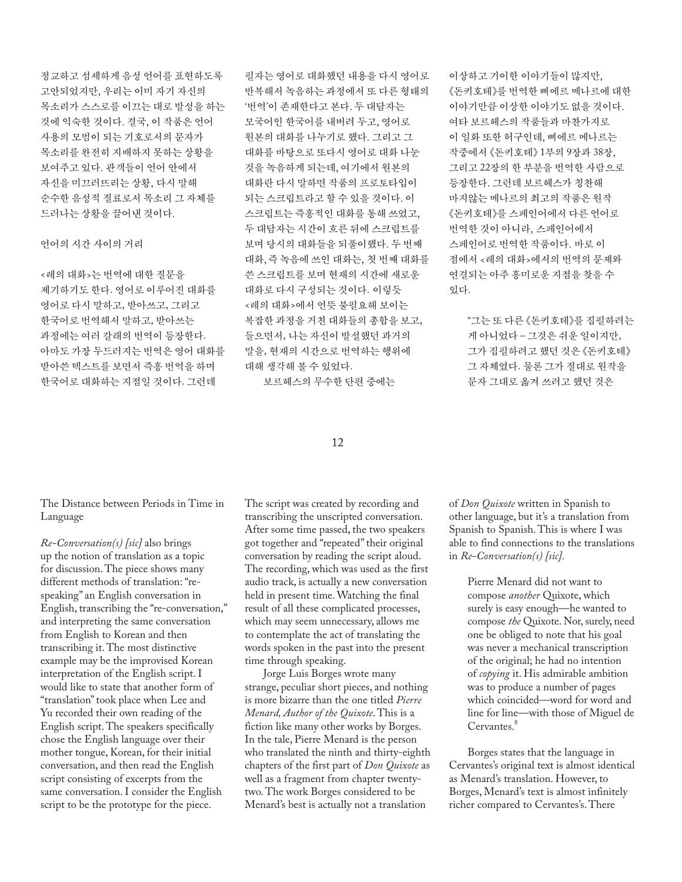정교하고 섬세하게 음성 언어를 표현하도록 고안되었지만, 우리는 이미 자기 자신의 목소리가 스스로를 이끄는 대로 발성을 하는 것에 익숙한 것이다. 결국, 이 작품은 언어 사용의 모범이 되는 기호로서의 문자가 목소리를 완전히 지배하지 못하는 상황을 보여주고 있다. 관객들이 언어 안에서 자신을 미끄러뜨리는 상황, 다시 말해 순수한 음성적 질료로서 목소리 그 자체를 드러나는 상황을 끌어낸 것이다.

### 언어의 시간 사이의 거리

<레의 대화>는 번역에 대한 질문을 제기하기도 한다. 영어로 이루어진 대화를 영어로 다시 말하고, 받아쓰고, 그리고 한국어로 번역해서 말하고, 받아쓰는 과정에는 여러 갈래의 번역이 등장한다. 아마도 가장 두드러지는 번역은 영어 대화를 받아쓴 텍스트를 보면서 즉흥 번역을 하며 한국어로 대화하는 지점일 것이다. 그런데 필자는 영어로 대화했던 내용을 다시 영어로 반복해서 녹음하는 과정에서 또 다른 형태의 '번역'이 존재한다고 본다. 두 대담자는 모국어인 한국어를 내버려 두고, 영어로 원본의 대화를 나누기로 했다. 그리고 그 대화를 바탕으로 또다시 영어로 대화 나눈 것을 녹음하게 되는데, 여기에서 원본의 대화란 다시 말하면 작품의 프로토타입이 되는 스크립트라고 할 수 있을 것이다. 이 스크립트는 즉흥적인 대화를 통해 쓰였고, 두 대담자는 시간이 흐른 뒤에 스크립트를 보며 당시의 대화들을 되풀이했다. 두 번째 대화, 즉 녹음에 쓰인 대화는, 첫 번째 대화를 쓴 스크립트를 보며 현재의 시간에 새로운 대화로 다시 구성되는 것이다. 이렇듯 <레의 대화>에서 언뜻 불필요해 보이는 복잡한 과정을 거친 대화들의 총합을 보고, 들으면서, 나는 자신이 발설했던 과거의 말을, 현재의 시간으로 번역하는 행위에 대해 생각해 볼 수 있었다.

보르헤스의 무수한 단편 중에는 이상하고 기이한 이야기들이 많지만, 《돈키호테》를 번역한 삐에르 메나르에 대한 이야기만큼 이상한 이야기도 없을 것이다. 여타 보르헤스의 작품들과 마찬가지로 이 일화 또한 허구인데, 삐에르 메나르는 작중에서 《돈키호테》 1부의 9장과 38장, 그리고 22장의 한 부분을 번역한 사람으로 등장한다. 그런데 보르헤스가 칭찬해 마지않는 메나르의 최고의 작품은 원작 《돈키호테》를 스페인어에서 다른 언어로 번역한 것이 아니라, 스페인어에서 스페인어로 번역한 작품이다. 바로 이 점에서 <레의 대화>에서의 번역의 문제와 연결되는 아주 흥미로운 지점을 찾을 수 있다.

> "그는 또 다른 《돈키호테》를 집필하려는 게 아니었다 – 그것은 쉬운 일이지만, 그가 집필하려고 했던 것은 《돈키호테》 그 자체였다. 물론 그가 절대로 원작을 문자 그대로 옮겨 쓰려고 했던 것은

### The Distance between Periods in Time in Language

*Re-Conversation(s) [sic]* also brings up the notion of translation as a topic for discussion. The piece shows many different methods of translation: "re-speaking" an English conversation in English, transcribing the "re-conversation," and interpreting the same conversation from English to Korean and then transcribing it. The most distinctive example may be the improvised Korean interpretation of the English script. I would like to state that another form of "translation" took place when Lee and Yu recorded their own reading of the English script. The speakers specifically chose the English language over their mother tongue, Korean, for their initial conversation, and then read the English script consisting of excerpts from the same conversation. I consider the English script to be the prototype for the piece. The script was created by recording and transcribing the unscripted conversation. After some time passed, the two speakers got together and "repeated" their original conversation by reading the script aloud. The recording, which was used as the first audio track, is actually a new conversation held in present time. Watching the final result of all these complicated processes, which may seem unnecessary, allows me to contemplate the act of translating the words spoken in the past into the present time through speaking.

Jorge Luis Borges wrote many strange, peculiar short pieces, and nothing is more bizarre than the one titled *Pierre Menard, Author of the Quixote*. This is a fiction like many other works by Borges. In the tale, Pierre Menard is the person who translated the ninth and thirty-eighth chapters of the first part of *Don Quixote* as well as a fragment from chapter twenty-two. The work Borges considered to be Menard's best is actually not a translation of *Don Quixote* written in Spanish to other language, but it's a translation from Spanish to Spanish. This is where I was able to find connections to the translations in *Re-Conversation(s) [sic]*.

> Pierre Menard did not want to compose *another* Quixote, which surely is easy enough—he wanted to compose *the* Quixote. Nor, surely, need one be obliged to note that his goal was never a mechanical transcription of the original; he had no intention of *copying* it. His admirable ambition was to produce a number of pages which coincided—word for word and line for line—with those of Miguel de Cervantes.[8]

Borges states that the language in Cervantes's original text is almost identical as Menard's translation. However, to Borges, Menard's text is almost infinitely richer compared to Cervantes's. There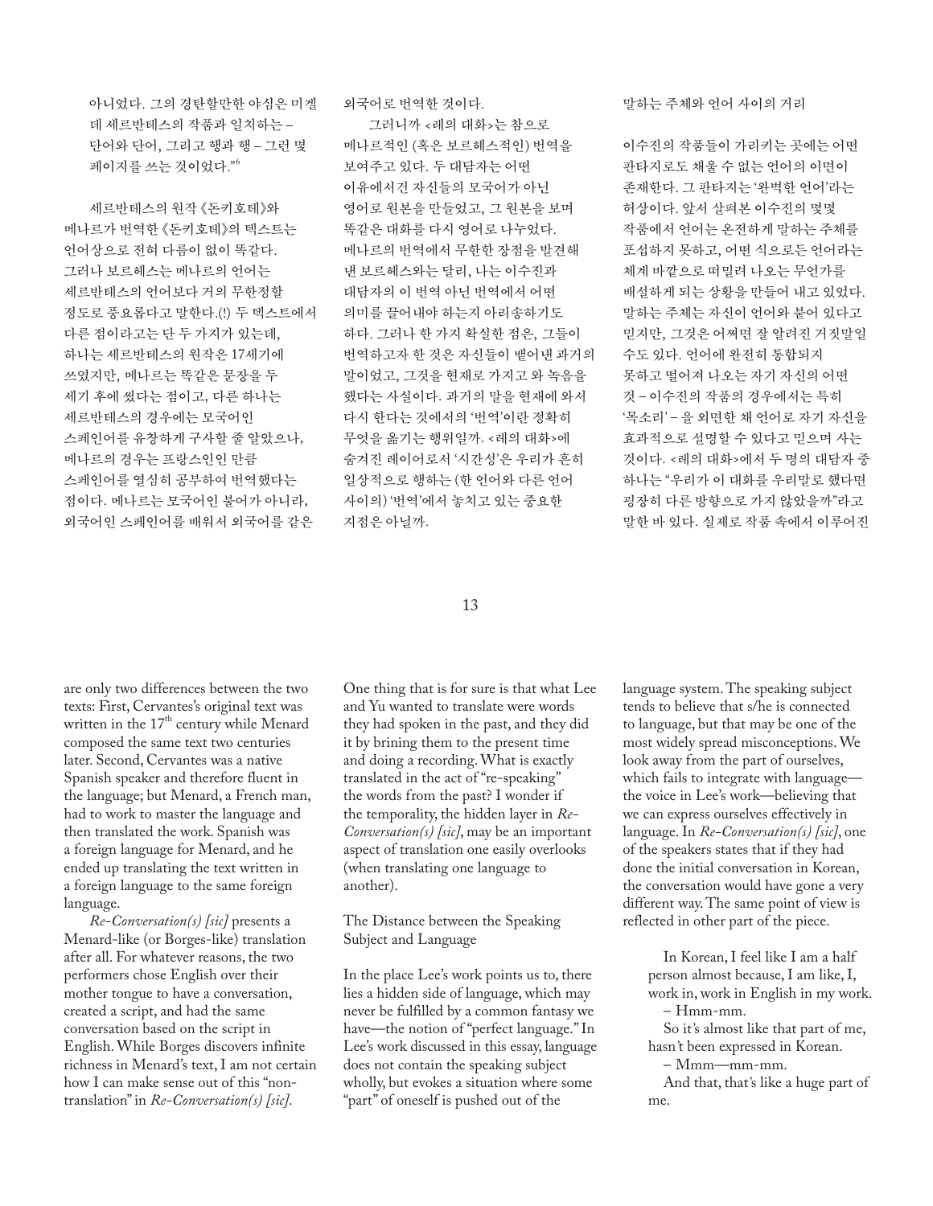아니었다. 그의 경탄할만한 야심은 미겔 데 세르반테스의 작품과 일치하는 – 단어와 단어, 그리고 행과 행 – 그런 몇 페이지를 쓰는 것이었다."[6]

세르반테스의 원작《돈키호테》와 메나르가 번역한《돈키호테》의 텍스트는 언어상으로 전혀 다름이 없이 똑같다. 그러나 보르헤스는 메나르의 언어는 세르반테스의 언어보다 거의 무한정할 정도로 풍요롭다고 말한다.(!) 두 텍스트에서 다른 점이라고는 단 두 가지가 있는데, 하나는 세르반테스의 원작은 17세기에 쓰였지만, 메나르는 똑같은 문장을 두 세기 후에 썼다는 점이고, 다른 하나는 세르반테스의 경우에는 모국어인 스페인어를 유창하게 구사할 줄 알았으나, 메나르의 경우는 프랑스인인 만큼 스페인어를 열심히 공부하여 번역했다는 점이다. 메나르는 모국어인 불어가 아니라, 외국어인 스페인어를 배워서 외국어를 같은 외국어로 번역한 것이다.

그러니까 <레의 대화>는 참으로 메나르적인 (혹은 보르헤스적인) 번역을 보여주고 있다. 두 대담자는 어떤 이유에서건 자신들의 모국어가 아닌 영어로 원본을 만들었고, 그 원본을 보며 똑같은 대화를 다시 영어로 나누었다. 메나르의 번역에서 무한한 장점을 발견해 낸 보르헤스와는 달리, 나는 이수진과 대담자의 이 번역 아닌 번역에서 어떤 의미를 끌어내야 하는지 아리송하기도 하다. 그러나 한 가지 확실한 점은, 그들이 번역하고자 한 것은 자신들이 뱉어낸 과거의 말이었고, 그것을 현재로 가지고 와 녹음을 했다는 사실이다. 과거의 말을 현재에 와서 다시 한다는 것에서의 '번역'이란 정확히 무엇을 옮기는 행위일까. <레의 대화>에 숨겨진 레이어로서 '시간성'은 우리가 흔히 일상적으로 행하는 (한 언어와 다른 언어 사이의) '번역'에서 놓치고 있는 중요한 지점은 아닐까.

## 말하는 주체와 언어 사이의 거리

이수진의 작품들이 가리키는 곳에는 어떤 판타지로도 채울 수 없는 언어의 이면이 존재한다. 그 판타지는 '완벽한 언어'라는 허상이다. 앞서 살펴본 이수진의 몇몇 작품에서 언어는 온전하게 말하는 주체를 포섭하지 못하고, 어떤 식으로든 언어라는 체계 바깥으로 떠밀려 나오는 무언가를 배설하게 되는 상황을 만들어 내고 있었다. 말하는 주체는 자신이 언어와 붙어 있다고 믿지만, 그것은 어쩌면 잘 알려진 거짓말일 수도 있다. 언어에 완전히 통합되지 못하고 떨어져 나오는 자기 자신의 어떤 것 – 이수진의 작품의 경우에서는 특히 '목소리' – 을 외면한 채 언어로 자기 자신을 효과적으로 설명할 수 있다고 믿으며 사는 것이다. <레의 대화>에서 두 명의 대담자 중 하나는 "우리가 이 대화를 우리말로 했다면 굉장히 다른 방향으로 가지 않았을까"라고 말한 바 있다. 실제로 작품 속에서 이루어진

are only two differences between the two texts: First, Cervantes's original text was written in the 17th century while Menard composed the same text two centuries later. Second, Cervantes was a native Spanish speaker and therefore fluent in the language; but Menard, a French man, had to work to master the language and then translated the work. Spanish was a foreign language for Menard, and he ended up translating the text written in a foreign language to the same foreign language.

*Re-Conversation(s) [sic]* presents a Menard-like (or Borges-like) translation after all. For whatever reasons, the two performers chose English over their mother tongue to have a conversation, created a script, and had the same conversation based on the script in English. While Borges discovers infinite richness in Menard's text, I am not certain how I can make sense out of this "non-translation" in *Re-Conversation(s) [sic]*. One thing that is for sure is that what Lee and Yu wanted to translate were words they had spoken in the past, and they did it by brining them to the present time and doing a recording. What is exactly translated in the act of "re-speaking" the words from the past? I wonder if the temporality, the hidden layer in *Re-Conversation(s) [sic]*, may be an important aspect of translation one easily overlooks (when translating one language to another).

## The Distance between the Speaking Subject and Language

In the place Lee's work points us to, there lies a hidden side of language, which may never be fulfilled by a common fantasy we have—the notion of "perfect language." In Lee's work discussed in this essay, language does not contain the speaking subject wholly, but evokes a situation where some "part" of oneself is pushed out of the language system. The speaking subject tends to believe that s/he is connected to language, but that may be one of the most widely spread misconceptions. We look away from the part of ourselves, which fails to integrate with language—the voice in Lee's work—believing that we can express ourselves effectively in language. In *Re-Conversation(s) [sic]*, one of the speakers states that if they had done the initial conversation in Korean, the conversation would have gone a very different way. The same point of view is reflected in other part of the piece.

> In Korean, I feel like I am a half person almost because, I am like, I, work in, work in English in my work.
> – Hmm-mm.
> So it's almost like that part of me, hasn't been expressed in Korean.
> – Mmm—mm-mm.
> And that, that's like a huge part of me.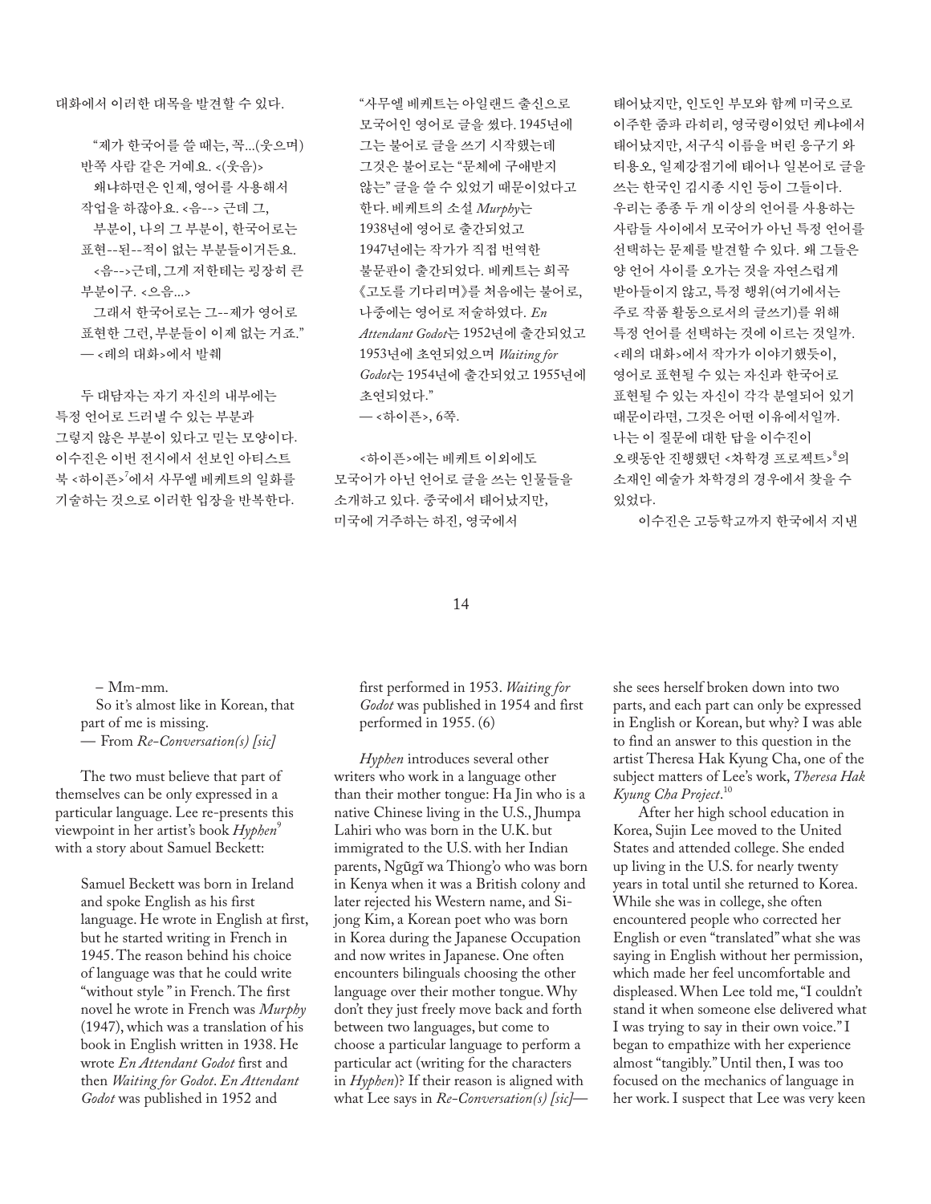대화에서 이러한 대목을 발견할 수 있다.

> "제가 한국어를 쓸 때는, 꼭...(웃으며) 반쪽 사람 같은 거예요. <(웃음)>
> 왜냐하면은 인제, 영어를 사용해서 작업을 하잖아요. <음--> 근데 그,
> 부분이, 나의 그 부분이, 한국어로는 표현--된--적이 없는 부분들이거든요.
> <음-->근데, 그게 저한테는 굉장히 큰 부분이구. <으음...>
> 그래서 한국어로는 그--제가 영어로 표현한 그런, 부분들이 이제 없는 거죠."
> — <레의 대화>에서 발췌

두 대담자는 자기 자신의 내부에는 특정 언어로 드러낼 수 있는 부분과 그렇지 않은 부분이 있다고 믿는 모양이다. 이수진은 이번 전시에서 선보인 아티스트 북 <하이픈>[7]에서 사무엘 베케트의 일화를 기술하는 것으로 이러한 입장을 반복한다.

> "사무엘 베케트는 아일랜드 출신으로 모국어인 영어로 글을 썼다. 1945년에 그는 불어로 글을 쓰기 시작했는데 그것은 불어로는 "문체에 구애받지 않는" 글을 쓸 수 있었기 때문이었다고 한다. 베케트의 소설 *Murphy*는 1938년에 영어로 출간되었고 1947년에는 작가가 직접 번역한 불문판이 출간되었다. 베케트는 희곡 《고도를 기다리며》를 처음에는 불어로, 나중에는 영어로 저술하였다. *En Attendant Godot*는 1952년에 출간되었고 1953년에 초연되었으며 *Waiting for Godot*는 1954년에 출간되었고 1955년에 초연되었다."
> — <하이픈>, 6쪽.

<하이픈>에는 베케트 이외에도 모국어가 아닌 언어로 글을 쓰는 인물들을 소개하고 있다. 중국에서 태어났지만, 미국에 거주하는 하진, 영국에서 태어났지만, 인도인 부모와 함께 미국으로 이주한 줌파 라히리, 영국령이었던 케냐에서 태어났지만, 서구식 이름을 버린 응구기 와 티옹오, 일제강점기에 태어나 일본어로 글을 쓰는 한국인 김시종 시인 등이 그들이다. 우리는 종종 두 개 이상의 언어를 사용하는 사람들 사이에서 모국어가 아닌 특정 언어를 선택하는 문제를 발견할 수 있다. 왜 그들은 양 언어 사이를 오가는 것을 자연스럽게 받아들이지 않고, 특정 행위(여기에서는 주로 작품 활동으로서의 글쓰기)를 위해 특정 언어를 선택하는 것에 이르는 것일까. <레의 대화>에서 작가가 이야기했듯이, 영어로 표현될 수 있는 자신과 한국어로 표현될 수 있는 자신이 각각 분열되어 있기 때문이라면, 그것은 어떤 이유에서일까. 나는 이 질문에 대한 답을 이수진이 오랫동안 진행했던 <차학경 프로젝트>[8]의 소재인 예술가 차학경의 경우에서 찾을 수 있었다.

이수진은 고등학교까지 한국에서 지낸

> – Mm-mm.
> So it's almost like in Korean, that part of me is missing.
> — From *Re-Conversation(s) [sic]*

The two must believe that part of themselves can be only expressed in a particular language. Lee re-presents this viewpoint in her artist's book *Hyphen*[9] with a story about Samuel Beckett:

> Samuel Beckett was born in Ireland and spoke English as his first language. He wrote in English at first, but he started writing in French in 1945. The reason behind his choice of language was that he could write "without style" in French. The first novel he wrote in French was *Murphy* (1947), which was a translation of his book in English written in 1938. He wrote *En Attendant Godot* first and then *Waiting for Godot*. *En Attendant Godot* was published in 1952 and first performed in 1953. *Waiting for Godot* was published in 1954 and first performed in 1955. (6)

*Hyphen* introduces several other writers who work in a language other than their mother tongue: Ha Jin who is a native Chinese living in the U.S., Jhumpa Lahiri who was born in the U.K. but immigrated to the U.S. with her Indian parents, Ngũgĩ wa Thiong'o who was born in Kenya when it was a British colony and later rejected his Western name, and Si-jong Kim, a Korean poet who was born in Korea during the Japanese Occupation and now writes in Japanese. One often encounters bilinguals choosing the other language over their mother tongue. Why don't they just freely move back and forth between two languages, but come to choose a particular language to perform a particular act (writing for the characters in *Hyphen*)? If their reason is aligned with what Lee says in *Re-Conversation(s) [sic]*—she sees herself broken down into two parts, and each part can only be expressed in English or Korean, but why? I was able to find an answer to this question in the artist Theresa Hak Kyung Cha, one of the subject matters of Lee's work, *Theresa Hak Kyung Cha Project*.[10]

After her high school education in Korea, Sujin Lee moved to the United States and attended college. She ended up living in the U.S. for nearly twenty years in total until she returned to Korea. While she was in college, she often encountered people who corrected her English or even "translated" what she was saying in English without her permission, which made her feel uncomfortable and displeased. When Lee told me, "I couldn't stand it when someone else delivered what I was trying to say in their own voice." I began to empathize with her experience almost "tangibly." Until then, I was too focused on the mechanics of language in her work. I suspect that Lee was very keen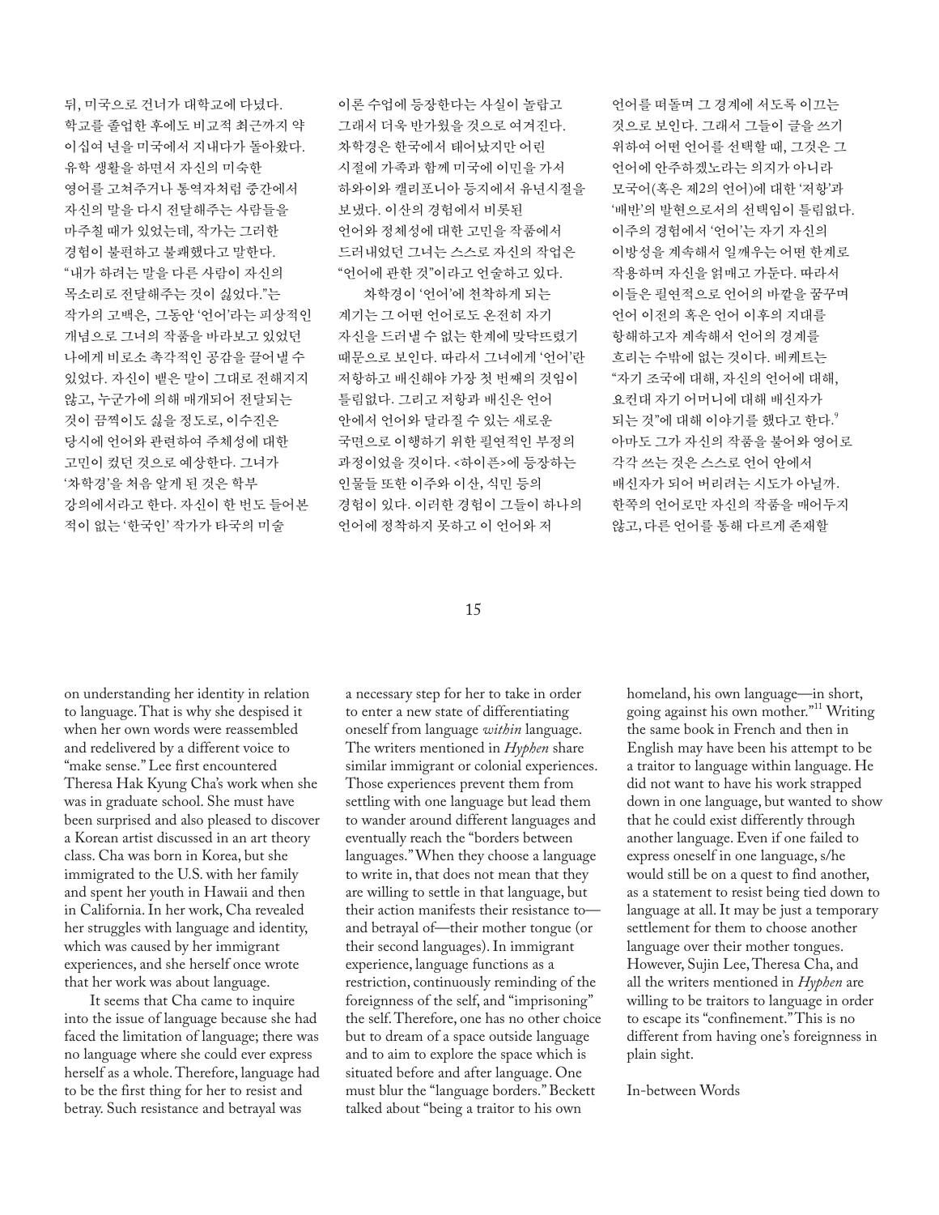뒤, 미국으로 건너가 대학교에 다녔다. 학교를 졸업한 후에도 비교적 최근까지 약 이십여 년을 미국에서 지내다가 돌아왔다. 유학 생활을 하면서 자신의 미숙한 영어를 고쳐주거나 통역자처럼 중간에서 자신의 말을 다시 전달해주는 사람들을 마주칠 때가 있었는데, 작가는 그러한 경험이 불편하고 불쾌했다고 말한다. "내가 하려는 말을 다른 사람이 자신의 목소리로 전달해주는 것이 싫었다."는 작가의 고백은, 그동안 '언어'라는 피상적인 개념으로 그녀의 작품을 바라보고 있었던 나에게 비로소 촉각적인 공감을 끌어낼 수 있었다. 자신이 뱉은 말이 그대로 전해지지 않고, 누군가에 의해 매개되어 전달되는 것이 끔찍이도 싫을 정도로, 이수진은 당시에 언어와 관련하여 주체성에 대한 고민이 컸던 것으로 예상한다. 그녀가 '차학경'을 처음 알게 된 것은 학부 강의에서라고 한다. 자신이 한 번도 들어본 적이 없는 '한국인' 작가가 타국의 미술 이론 수업에 등장한다는 사실이 놀랍고 그래서 더욱 반가웠을 것으로 여겨진다. 차학경은 한국에서 태어났지만 어린 시절에 가족과 함께 미국에 이민을 가서 하와이와 캘리포니아 등지에서 유년시절을 보냈다. 이산의 경험에서 비롯된 언어와 정체성에 대한 고민을 작품에서 드러내었던 그녀는 스스로 자신의 작업은 "언어에 관한 것"이라고 언술하고 있다.

차학경이 '언어'에 천착하게 되는 계기는 그 어떤 언어로도 온전히 자기 자신을 드러낼 수 없는 한계에 맞닥뜨렸기 때문으로 보인다. 따라서 그녀에게 '언어'란 저항하고 배신해야 가장 첫 번째의 것임이 틀림없다. 그리고 저항과 배신은 언어 안에서 언어와 달라질 수 있는 새로운 국면으로 이행하기 위한 필연적인 부정의 과정이었을 것이다. <하이픈>에 등장하는 인물들 또한 이주와 이산, 식민 등의 경험이 있다. 이러한 경험이 그들이 하나의 언어에 정착하지 못하고 이 언어와 저 언어를 떠돌며 그 경계에 서도록 이끄는 것으로 보인다. 그래서 그들이 글을 쓰기 위하여 어떤 언어를 선택할 때, 그것은 그 언어에 안주하겠노라는 의지가 아니라 모국어(혹은 제2의 언어)에 대한 '저항'과 '배반'의 발현으로서의 선택임이 틀림없다. 이주의 경험에서 '언어'는 자기 자신의 이방성을 계속해서 일깨우는 어떤 한계로 작용하며 자신을 얽매고 가둔다. 따라서 이들은 필연적으로 언어의 바깥을 꿈꾸며 언어 이전의 혹은 언어 이후의 지대를 향해하고자 계속해서 언어의 경계를 흐리는 수밖에 없는 것이다. 베케트는 "자기 조국에 대해, 자신의 언어에 대해, 요컨대 자기 어머니에 대해 배신자가 되는 것"에 대해 이야기를 했다고 한다.[9] 아마도 그가 자신의 작품을 불어와 영어로 각각 쓰는 것은 스스로 언어 안에서 배신자가 되어 버리려는 시도가 아닐까. 한쪽의 언어로만 자신의 작품을 매어두지 않고, 다른 언어를 통해 다르게 존재할

on understanding her identity in relation to language. That is why she despised it when her own words were reassembled and redelivered by a different voice to "make sense." Lee first encountered Theresa Hak Kyung Cha's work when she was in graduate school. She must have been surprised and also pleased to discover a Korean artist discussed in an art theory class. Cha was born in Korea, but she immigrated to the U.S. with her family and spent her youth in Hawaii and then in California. In her work, Cha revealed her struggles with language and identity, which was caused by her immigrant experiences, and she herself once wrote that her work was about language.

It seems that Cha came to inquire into the issue of language because she had faced the limitation of language; there was no language where she could ever express herself as a whole. Therefore, language had to be the first thing for her to resist and betray. Such resistance and betrayal was a necessary step for her to take in order to enter a new state of differentiating oneself from language *within* language. The writers mentioned in *Hyphen* share similar immigrant or colonial experiences. Those experiences prevent them from settling with one language but lead them to wander around different languages and eventually reach the "borders between languages." When they choose a language to write in, that does not mean that they are willing to settle in that language, but their action manifests their resistance to—and betrayal of—their mother tongue (or their second languages). In immigrant experience, language functions as a restriction, continuously reminding of the foreignness of the self, and "imprisoning" the self. Therefore, one has no other choice but to dream of a space outside language and to aim to explore the space which is situated before and after language. One must blur the "language borders." Beckett talked about "being a traitor to his own homeland, his own language—in short, going against his own mother."[11] Writing the same book in French and then in English may have been his attempt to be a traitor to language within language. He did not want to have his work strapped down in one language, but wanted to show that he could exist differently through another language. Even if one failed to express oneself in one language, s/he would still be on a quest to find another, as a statement to resist being tied down to language at all. It may be just a temporary settlement for them to choose another language over their mother tongues. However, Sujin Lee, Theresa Cha, and all the writers mentioned in *Hyphen* are willing to be traitors to language in order to escape its "confinement." This is no different from having one's foreignness in plain sight.

In-between Words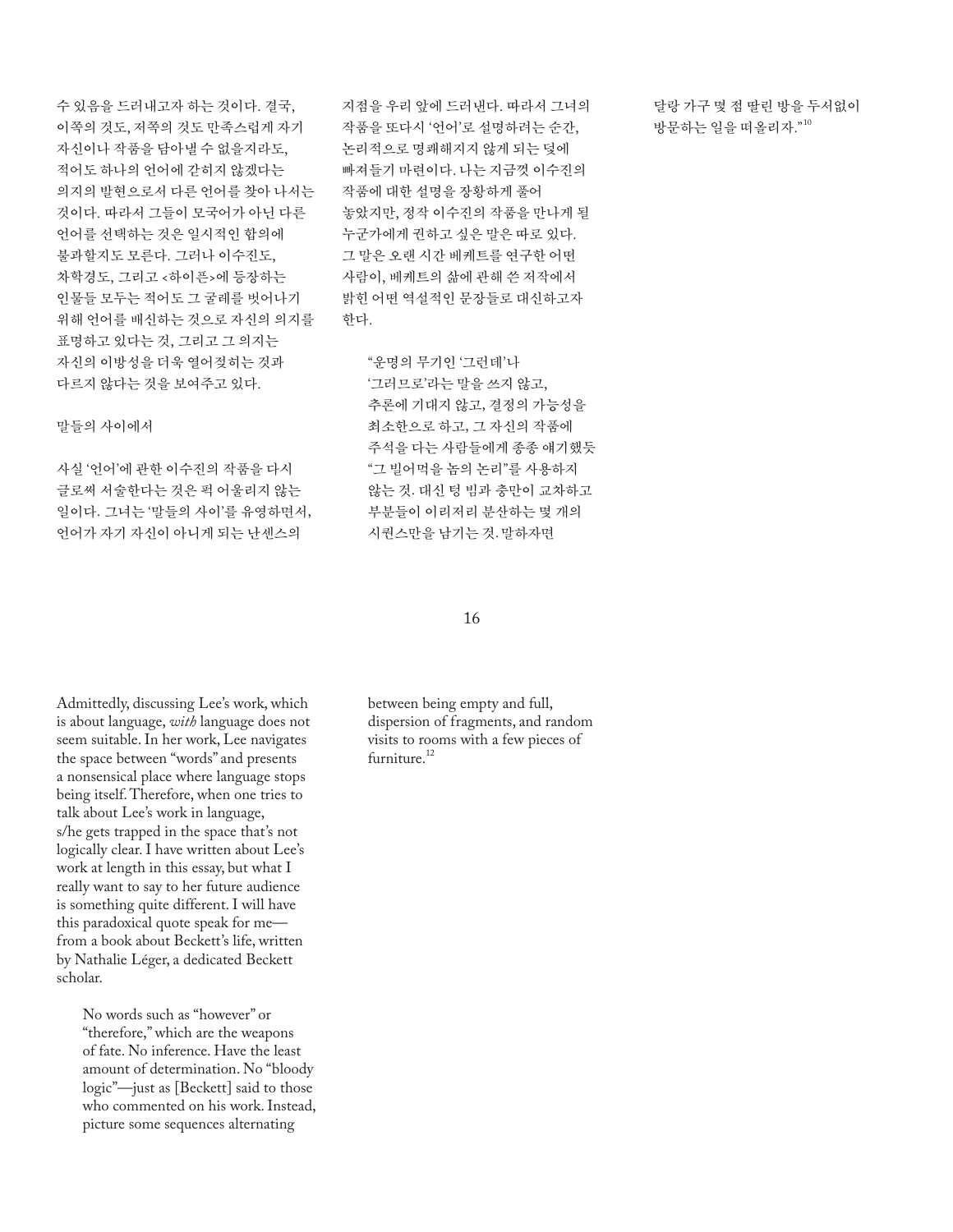수 있음을 드러내고자 하는 것이다. 결국, 이쪽의 것도, 저쪽의 것도 만족스럽게 자기 자신이나 작품을 담아낼 수 없을지라도, 적어도 하나의 언어에 갇히지 않겠다는 의지의 발현으로서 다른 언어를 찾아 나서는 것이다. 따라서 그들이 모국어가 아닌 다른 언어를 선택하는 것은 일시적인 합의에 불과할지도 모른다. 그러나 이수진도, 차학경도, 그리고 <하이픈>에 등장하는 인물들 모두는 적어도 그 굴레를 벗어나기 위해 언어를 배신하는 것으로 자신의 의지를 표명하고 있다는 것, 그리고 그 의지는 자신의 이방성을 더욱 옅어지히는 것과 다르지 않다는 것을 보여주고 있다.

## 말들의 사이에서

사실 '언어'에 관한 이수진의 작품을 다시 글로써 서술한다는 것은 퍽 어울리지 않는 일이다. 그녀는 '말들의 사이'를 유영하면서, 언어가 자기 자신이 아니게 되는 난센스의 지점을 우리 앞에 드러낸다. 따라서 그녀의 작품을 또다시 '언어'로 설명하려는 순간, 논리적으로 명쾌해지지 않게 되는 덫에 빠져들기 마련이다. 나는 지금껏 이수진의 작품에 대한 설명을 장황하게 풀어 놓았지만, 정작 이수진의 작품을 만나게 될 누군가에게 권하고 싶은 말은 따로 있다. 그 말은 오랜 시간 베케트를 연구한 어떤 사람이, 베케트의 삶에 관해 쓴 저작에서 밝힌 어떤 역설적인 문장들로 대신하고자 한다.

> "운명의 무기인 '그런데'나 '그러므로'라는 말을 쓰지 않고, 추론에 기대지 않고, 결정의 가능성을 최소한으로 하고, 그 자신의 작품에 주석을 다는 사람들에게 종종 얘기했듯 "그 빌어먹을 놈의 논리"를 사용하지 않는 것. 대신 텅 빔과 충만이 교차하고 부분들이 이리저리 분산하는 몇 개의 시퀀스만을 남기는 것. 말하자면 달랑 가구 몇 점 딸린 방을 두서없이 방문하는 일을 떠올리자."[10]

Admittedly, discussing Lee's work, which is about language, *with* language does not seem suitable. In her work, Lee navigates the space between "words" and presents a nonsensical place where language stops being itself. Therefore, when one tries to talk about Lee's work in language, s/he gets trapped in the space that's not logically clear. I have written about Lee's work at length in this essay, but what I really want to say to her future audience is something quite different. I will have this paradoxical quote speak for me—from a book about Beckett's life, written by Nathalie Léger, a dedicated Beckett scholar.

> No words such as "however" or "therefore," which are the weapons of fate. No inference. Have the least amount of determination. No "bloody logic"—just as [Beckett] said to those who commented on his work. Instead, picture some sequences alternating between being empty and full, dispersion of fragments, and random visits to rooms with a few pieces of furniture.[12]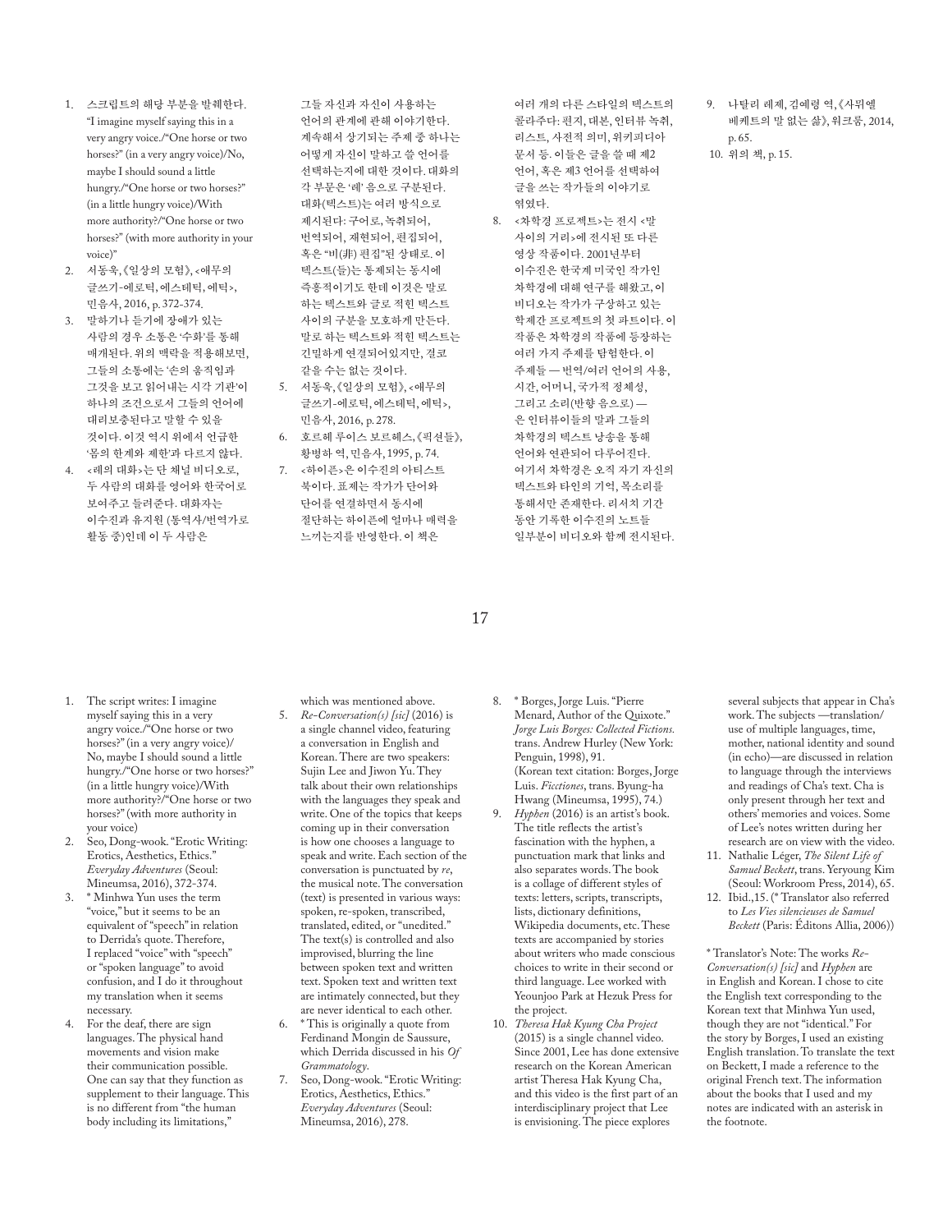1. 스크립트의 해당 부분을 발췌한다. "I imagine myself saying this in a very angry voice./"One horse or two horses?" (in a very angry voice)/No, maybe I should sound a little hungry./"One horse or two horses?" (in a little hungry voice)/With more authority?/"One horse or two horses?" (with more authority in your voice)"
2. 서동욱,《일상의 모험》, <애무의 글쓰기-에로틱, 에스테틱, 에틱>, 민음사, 2016, p. 372-374.
3. 말하기나 듣기에 장애가 있는 사람의 경우 소통은 '수화'를 통해 매개된다. 위의 맥락을 적용해보면, 그들의 소통에는 '손의 움직임과 그것을 보고 읽어내는 시각 기관'이 하나의 조건으로서 그들의 언어에 대리보충된다고 말할 수 있을 것이다. 이것 역시 위에서 언급한 '몸의 한계와 제한'과 다르지 않다.
4. <레의 대화>는 단 채널 비디오로, 두 사람의 대화를 영어와 한국어로 보여주고 들려준다. 대화자는 이수진과 유지원 (통역사/번역가로 활동 중)인데 이 두 사람은 그들 자신과 자신이 사용하는 언어의 관계에 관해 이야기한다. 계속해서 상기되는 주제 중 하나는 어떻게 자신이 말하고 쓸 언어를 선택하는지에 대한 것이다. 대화의 각 부분은 '레' 음으로 구분된다. 대화(텍스트)는 여러 방식으로 제시된다: 구어로, 녹취되어, 번역되어, 재현되어, 편집되어, 혹은 "비(非) 편집"된 상태로. 이 텍스트(들)는 통제되는 동시에 즉흥적이기도 한데 이것은 말로 하는 텍스트와 글로 적힌 텍스트 사이의 구분을 모호하게 만든다. 말로 하는 텍스트와 적힌 텍스트는 긴밀하게 연결되어있지만, 결코 같을 수는 없는 것이다.
5. 서동욱,《일상의 모험》, <애무의 글쓰기-에로틱, 에스테틱, 에틱>, 민음사, 2016, p. 278.
6. 호르헤 루이스 보르헤스,《픽션들》, 황병하 역, 민음사, 1995, p. 74.
7. <하이픈>은 이수진의 아티스트 북이다. 표제는 작가가 단어와 단어를 연결하면서 동시에 절단하는 하이픈에 얼마나 매력을 느끼는지를 반영한다. 이 책은 여러 개의 다른 스타일의 텍스트의 콜라주다: 편지, 대본, 인터뷰 녹취, 리스트, 사전적 의미, 위키피디아 문서 등. 이들은 글을 쓸 때 제2 언어, 혹은 제3 언어를 선택하여 글을 쓰는 작가들의 이야기로 엮였다.
8. <차학경 프로젝트>는 전시 <말 사이의 거리>에 전시된 또 다른 영상 작품이다. 2001년부터 이수진은 한국계 미국인 작가인 차학경에 대해 연구를 해왔고, 이 비디오는 작가가 구상하고 있는 학제간 프로젝트의 첫 파트이다. 이 작품은 차학경의 작품에 등장하는 여러 가지 주제를 탐험한다. 이 주제들 — 번역/여러 언어의 사용, 시간, 어머니, 국가적 정체성, 그리고 소리(반향 음으로) — 은 인터뷰이들의 말과 그들의 차학경의 텍스트 낭송을 통해 언어와 연관되어 다루어진다. 여기서 차학경은 오직 자기 자신의 텍스트와 타인의 기억, 목소리를 통해서만 존재한다. 리서치 기간 동안 기록한 이수진의 노트들 일부분이 비디오와 함께 전시된다.
9. 나탈리 레제, 김예령 역,《사뮈엘 베케트의 말 없는 삶》, 워크룸, 2014, p. 65.
10. 위의 책, p. 15.

---

1. The script writes: I imagine myself saying this in a very angry voice./"One horse or two horses?" (in a very angry voice)/ No, maybe I should sound a little hungry./"One horse or two horses?" (in a little hungry voice)/With more authority?/"One horse or two horses?" (with more authority in your voice)
2. Seo, Dong-wook. "Erotic Writing: Erotics, Aesthetics, Ethics." *Everyday Adventures* (Seoul: Mineumsa, 2016), 372-374.
3. * Minhwa Yun uses the term "voice," but it seems to be an equivalent of "speech" in relation to Derrida's quote. Therefore, I replaced "voice" with "speech" or "spoken language" to avoid confusion, and I do it throughout my translation when it seems necessary.
4. For the deaf, there are sign languages. The physical hand movements and vision make their communication possible. One can say that they function as supplement to their language. This is no different from "the human body including its limitations," which was mentioned above.
5. *Re-Conversation(s) [sic]* (2016) is a single channel video, featuring a conversation in English and Korean. There are two speakers: Sujin Lee and Jiwon Yu. They talk about their own relationships with the languages they speak and write. One of the topics that keeps coming up in their conversation is how one chooses a language to speak and write. Each section of the conversation is punctuated by *re*, the musical note. The conversation (text) is presented in various ways: spoken, re-spoken, transcribed, translated, edited, or "unedited." The text(s) is controlled and also improvised, blurring the line between spoken text and written text. Spoken text and written text are intimately connected, but they are never identical to each other.
6. * This is originally a quote from Ferdinand Mongin de Saussure, which Derrida discussed in his *Of Grammatology*.
7. Seo, Dong-wook. "Erotic Writing: Erotics, Aesthetics, Ethics." *Everyday Adventures* (Seoul: Mineumsa, 2016), 278.
8. * Borges, Jorge Luis. "Pierre Menard, Author of the Quixote." *Jorge Luis Borges: Collected Fictions.* trans. Andrew Hurley (New York: Penguin, 1998), 91. (Korean text citation: Borges, Jorge Luis. *Ficctiones*, trans. Byung-ha Hwang (Mineumsa, 1995), 74.)
9. *Hyphen* (2016) is an artist's book. The title reflects the artist's fascination with the hyphen, a punctuation mark that links and also separates words. The book is a collage of different styles of texts: letters, scripts, transcripts, lists, dictionary definitions, Wikipedia documents, etc. These texts are accompanied by stories about writers who made conscious choices to write in their second or third language. Lee worked with Yeounjoo Park at Hezuk Press for the project.
10. *Theresa Hak Kyung Cha Project* (2015) is a single channel video. Since 2001, Lee has done extensive research on the Korean American artist Theresa Hak Kyung Cha, and this video is the first part of an interdisciplinary project that Lee is envisioning. The piece explores several subjects that appear in Cha's work. The subjects —translation/use of multiple languages, time, mother, national identity and sound (in echo)—are discussed in relation to language through the interviews and readings of Cha's text. Cha is only present through her text and others' memories and voices. Some of Lee's notes written during her research are on view with the video.
11. Nathalie Léger, *The Silent Life of Samuel Beckett*, trans. Yeryoung Kim (Seoul: Workroom Press, 2014), 65.
12. Ibid.,15. (* Translator also referred to *Les Vies silencieuses de Samuel Beckett* (Paris: Éditons Allia, 2006))

* Translator's Note: The works *Re-Conversation(s) [sic]* and *Hyphen* are in English and Korean. I chose to cite the English text corresponding to the Korean text that Minhwa Yun used, though they are not "identical." For the story by Borges, I used an existing English translation. To translate the text on Beckett, I made a reference to the original French text. The information about the books that I used and my notes are indicated with an asterisk in the footnote.